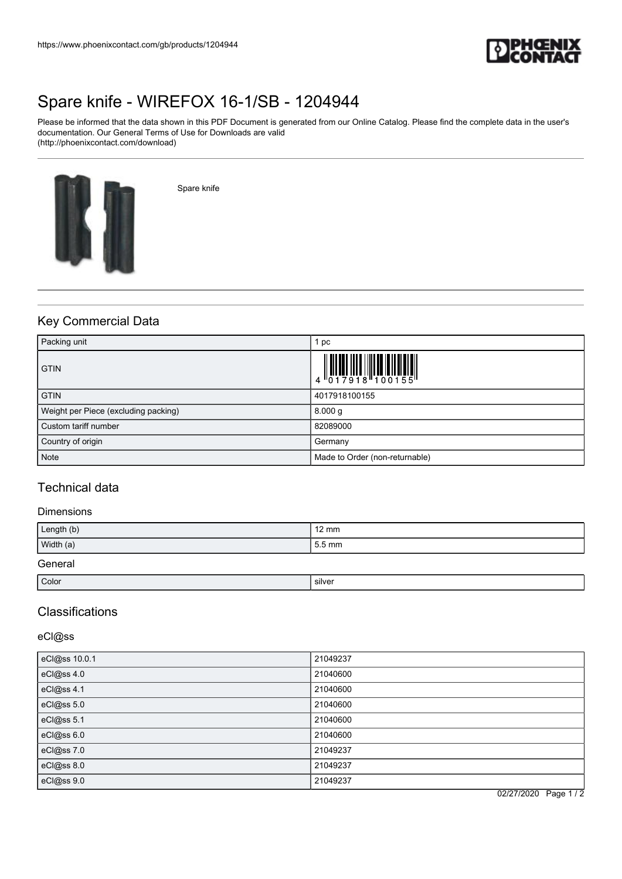# Spare knife - WIREFOX 16-1/SB - 1204944

Please be informed that the data shown in this PDF Document is generated from our Online Catalog. Please find the complete data in the user's documentation. Our General Terms of Use for Downloads are valid (http://phoenixcontact.com/download)

Spare knife

## Key Commercial Data

| | |
|---|---|
| Packing unit | 1 pc |
| GTIN | 4 017918 100155 |
| GTIN | 4017918100155 |
| Weight per Piece (excluding packing) | 8.000 g |
| Custom tariff number | 82089000 |
| Country of origin | Germany |
| Note | Made to Order (non-returnable) |

## Technical data

### Dimensions

| | |
|---|---|
| Length (b) | 12 mm |
| Width (a) | 5.5 mm |

### General

| | |
|---|---|
| Color | silver |

## Classifications

### eCl@ss

| | |
|---|---|
| eCl@ss 10.0.1 | 21049237 |
| eCl@ss 4.0 | 21040600 |
| eCl@ss 4.1 | 21040600 |
| eCl@ss 5.0 | 21040600 |
| eCl@ss 5.1 | 21040600 |
| eCl@ss 6.0 | 21040600 |
| eCl@ss 7.0 | 21049237 |
| eCl@ss 8.0 | 21049237 |
| eCl@ss 9.0 | 21049237 |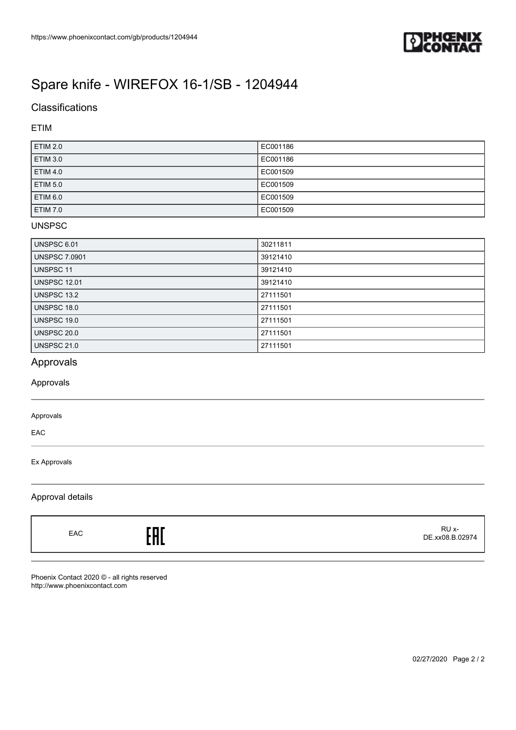# Spare knife - WIREFOX 16-1/SB - 1204944

## Classifications

### ETIM

| | |
|---|---|
| ETIM 2.0 | EC001186 |
| ETIM 3.0 | EC001186 |
| ETIM 4.0 | EC001509 |
| ETIM 5.0 | EC001509 |
| ETIM 6.0 | EC001509 |
| ETIM 7.0 | EC001509 |

### UNSPSC

| | |
|---|---|
| UNSPSC 6.01 | 30211811 |
| UNSPSC 7.0901 | 39121410 |
| UNSPSC 11 | 39121410 |
| UNSPSC 12.01 | 39121410 |
| UNSPSC 13.2 | 27111501 |
| UNSPSC 18.0 | 27111501 |
| UNSPSC 19.0 | 27111501 |
| UNSPSC 20.0 | 27111501 |
| UNSPSC 21.0 | 27111501 |

## Approvals

### Approvals

Approvals

EAC

Ex Approvals

### Approval details

| | | |
|---|---|---|
| EAC | EAC | RU x-DE.xx08.B.02974 |

Phoenix Contact 2020 © - all rights reserved
http://www.phoenixcontact.com